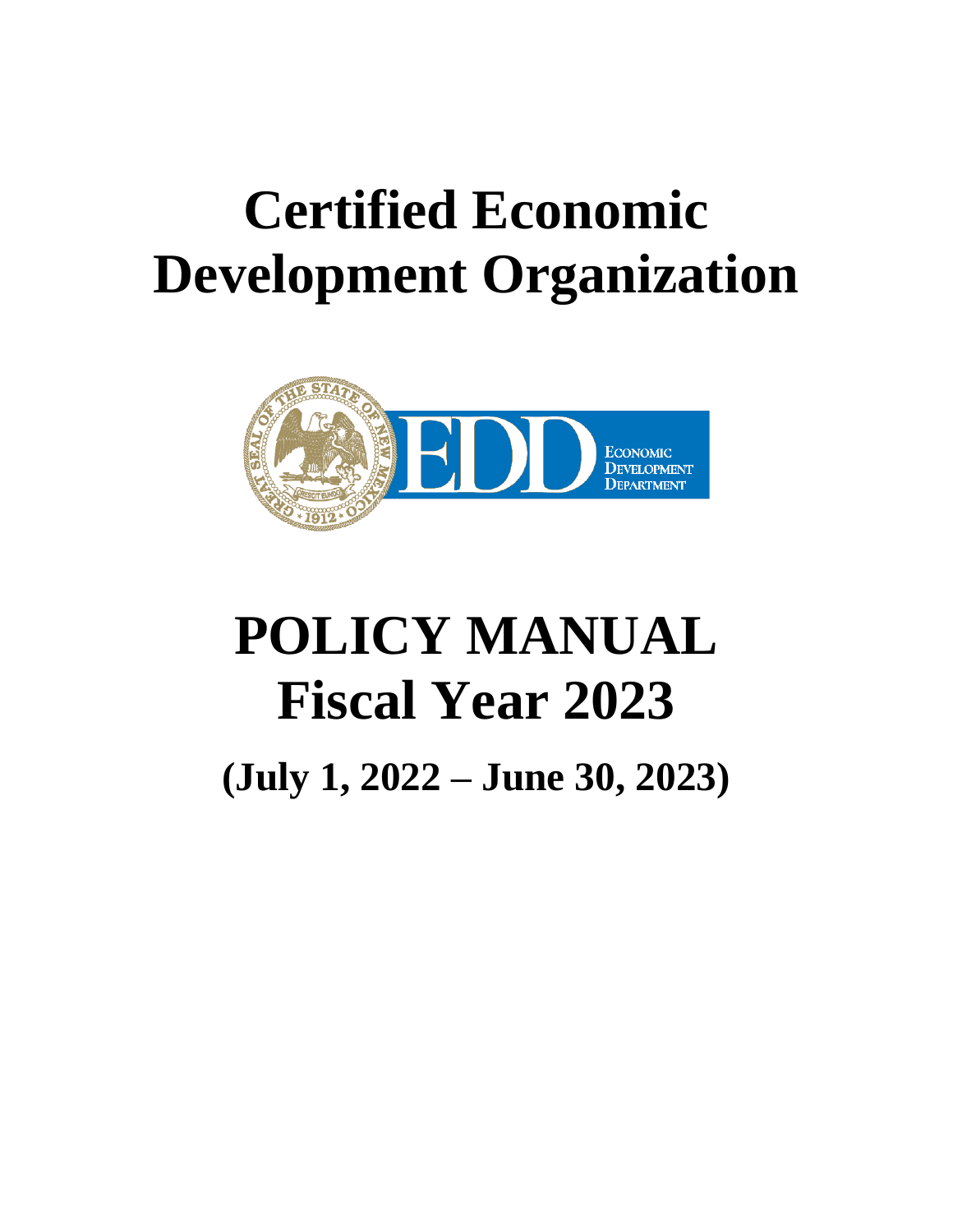# Certified Economic Development Organization

# POLICY MANUAL
# Fiscal Year 2023

## (July 1, 2022 – June 30, 2023)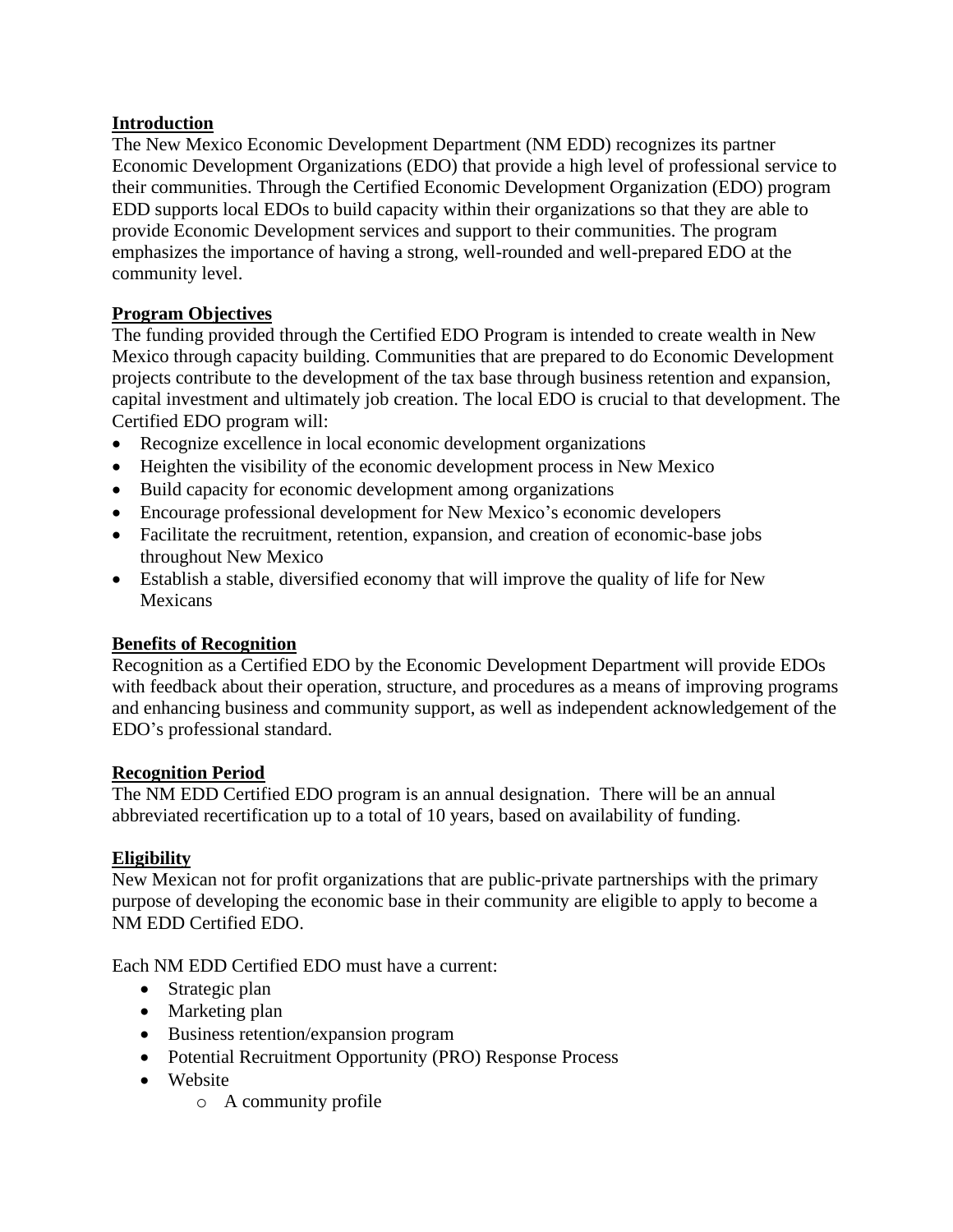## Introduction

The New Mexico Economic Development Department (NM EDD) recognizes its partner Economic Development Organizations (EDO) that provide a high level of professional service to their communities. Through the Certified Economic Development Organization (EDO) program EDD supports local EDOs to build capacity within their organizations so that they are able to provide Economic Development services and support to their communities. The program emphasizes the importance of having a strong, well-rounded and well-prepared EDO at the community level.

## Program Objectives

The funding provided through the Certified EDO Program is intended to create wealth in New Mexico through capacity building. Communities that are prepared to do Economic Development projects contribute to the development of the tax base through business retention and expansion, capital investment and ultimately job creation. The local EDO is crucial to that development. The Certified EDO program will:

- Recognize excellence in local economic development organizations
- Heighten the visibility of the economic development process in New Mexico
- Build capacity for economic development among organizations
- Encourage professional development for New Mexico's economic developers
- Facilitate the recruitment, retention, expansion, and creation of economic-base jobs throughout New Mexico
- Establish a stable, diversified economy that will improve the quality of life for New Mexicans

## Benefits of Recognition

Recognition as a Certified EDO by the Economic Development Department will provide EDOs with feedback about their operation, structure, and procedures as a means of improving programs and enhancing business and community support, as well as independent acknowledgement of the EDO's professional standard.

## Recognition Period

The NM EDD Certified EDO program is an annual designation. There will be an annual abbreviated recertification up to a total of 10 years, based on availability of funding.

## Eligibility

New Mexican not for profit organizations that are public-private partnerships with the primary purpose of developing the economic base in their community are eligible to apply to become a NM EDD Certified EDO.

Each NM EDD Certified EDO must have a current:

- Strategic plan
- Marketing plan
- Business retention/expansion program
- Potential Recruitment Opportunity (PRO) Response Process
- Website
  - A community profile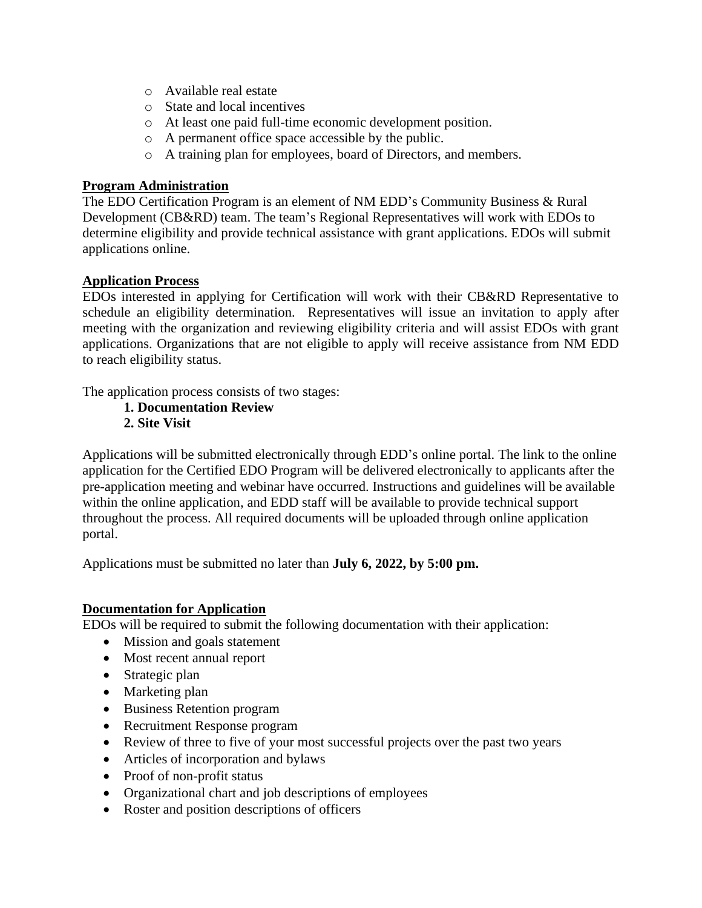- Available real estate
  - State and local incentives
  - At least one paid full-time economic development position.
  - A permanent office space accessible by the public.
  - A training plan for employees, board of Directors, and members.

## Program Administration

The EDO Certification Program is an element of NM EDD's Community Business & Rural Development (CB&RD) team. The team's Regional Representatives will work with EDOs to determine eligibility and provide technical assistance with grant applications. EDOs will submit applications online.

## Application Process

EDOs interested in applying for Certification will work with their CB&RD Representative to schedule an eligibility determination. Representatives will issue an invitation to apply after meeting with the organization and reviewing eligibility criteria and will assist EDOs with grant applications. Organizations that are not eligible to apply will receive assistance from NM EDD to reach eligibility status.

The application process consists of two stages:

1. **Documentation Review**
2. **Site Visit**

Applications will be submitted electronically through EDD's online portal. The link to the online application for the Certified EDO Program will be delivered electronically to applicants after the pre-application meeting and webinar have occurred. Instructions and guidelines will be available within the online application, and EDD staff will be available to provide technical support throughout the process. All required documents will be uploaded through online application portal.

Applications must be submitted no later than **July 6, 2022, by 5:00 pm.**

## Documentation for Application

EDOs will be required to submit the following documentation with their application:

- Mission and goals statement
- Most recent annual report
- Strategic plan
- Marketing plan
- Business Retention program
- Recruitment Response program
- Review of three to five of your most successful projects over the past two years
- Articles of incorporation and bylaws
- Proof of non-profit status
- Organizational chart and job descriptions of employees
- Roster and position descriptions of officers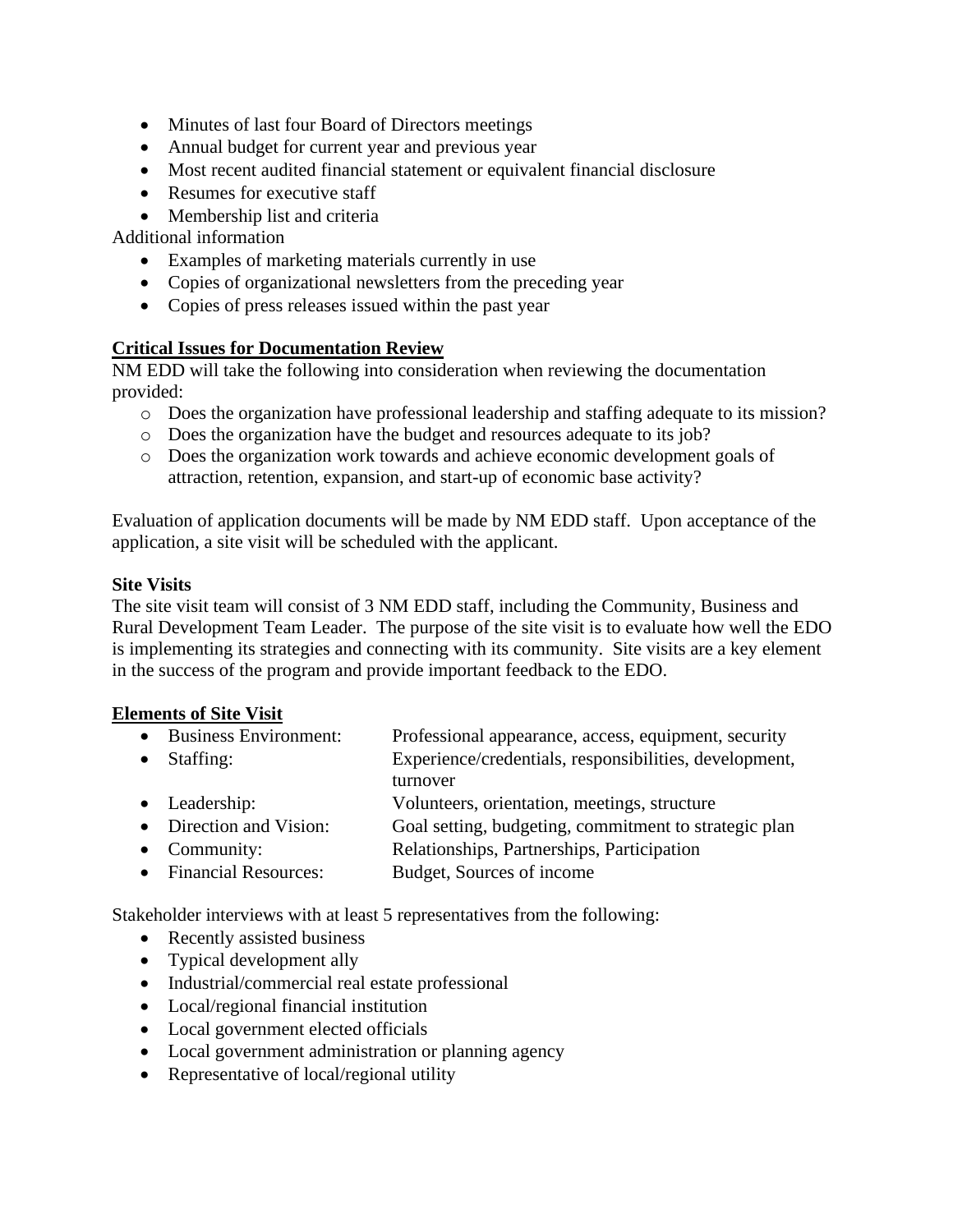- Minutes of last four Board of Directors meetings
- Annual budget for current year and previous year
- Most recent audited financial statement or equivalent financial disclosure
- Resumes for executive staff
- Membership list and criteria

Additional information

- Examples of marketing materials currently in use
- Copies of organizational newsletters from the preceding year
- Copies of press releases issued within the past year

**Critical Issues for Documentation Review**

NM EDD will take the following into consideration when reviewing the documentation provided:

- Does the organization have professional leadership and staffing adequate to its mission?
- Does the organization have the budget and resources adequate to its job?
- Does the organization work towards and achieve economic development goals of attraction, retention, expansion, and start-up of economic base activity?

Evaluation of application documents will be made by NM EDD staff. Upon acceptance of the application, a site visit will be scheduled with the applicant.

**Site Visits**

The site visit team will consist of 3 NM EDD staff, including the Community, Business and Rural Development Team Leader. The purpose of the site visit is to evaluate how well the EDO is implementing its strategies and connecting with its community. Site visits are a key element in the success of the program and provide important feedback to the EDO.

**Elements of Site Visit**

- Business Environment: Professional appearance, access, equipment, security
- Staffing: Experience/credentials, responsibilities, development, turnover
- Leadership: Volunteers, orientation, meetings, structure
- Direction and Vision: Goal setting, budgeting, commitment to strategic plan
- Community: Relationships, Partnerships, Participation
- Financial Resources: Budget, Sources of income

Stakeholder interviews with at least 5 representatives from the following:

- Recently assisted business
- Typical development ally
- Industrial/commercial real estate professional
- Local/regional financial institution
- Local government elected officials
- Local government administration or planning agency
- Representative of local/regional utility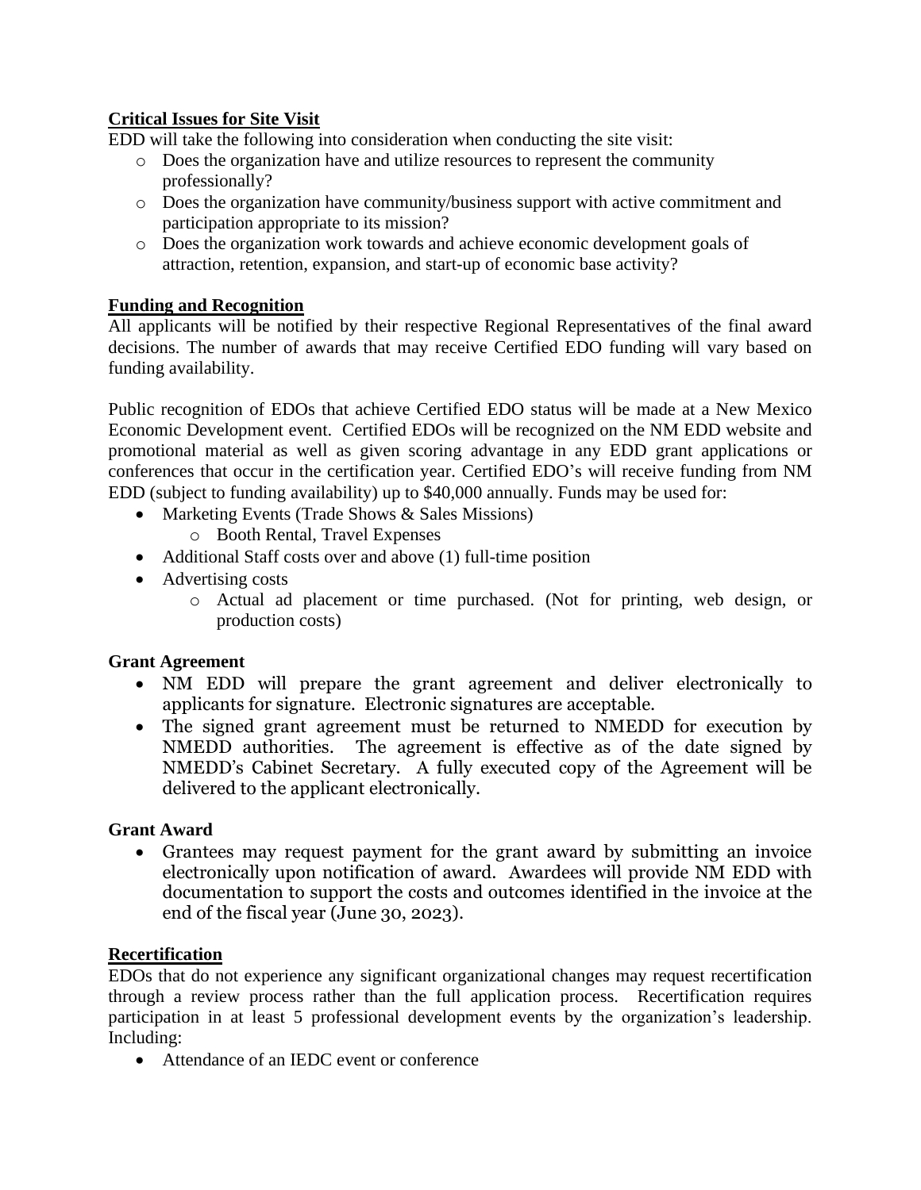**Critical Issues for Site Visit**

EDD will take the following into consideration when conducting the site visit:

- Does the organization have and utilize resources to represent the community professionally?
- Does the organization have community/business support with active commitment and participation appropriate to its mission?
- Does the organization work towards and achieve economic development goals of attraction, retention, expansion, and start-up of economic base activity?

**Funding and Recognition**

All applicants will be notified by their respective Regional Representatives of the final award decisions. The number of awards that may receive Certified EDO funding will vary based on funding availability.

Public recognition of EDOs that achieve Certified EDO status will be made at a New Mexico Economic Development event. Certified EDOs will be recognized on the NM EDD website and promotional material as well as given scoring advantage in any EDD grant applications or conferences that occur in the certification year. Certified EDO's will receive funding from NM EDD (subject to funding availability) up to $40,000 annually. Funds may be used for:

- Marketing Events (Trade Shows & Sales Missions)
  - Booth Rental, Travel Expenses
- Additional Staff costs over and above (1) full-time position
- Advertising costs
  - Actual ad placement or time purchased. (Not for printing, web design, or production costs)

**Grant Agreement**

- NM EDD will prepare the grant agreement and deliver electronically to applicants for signature. Electronic signatures are acceptable.
- The signed grant agreement must be returned to NMEDD for execution by NMEDD authorities. The agreement is effective as of the date signed by NMEDD's Cabinet Secretary. A fully executed copy of the Agreement will be delivered to the applicant electronically.

**Grant Award**

- Grantees may request payment for the grant award by submitting an invoice electronically upon notification of award. Awardees will provide NM EDD with documentation to support the costs and outcomes identified in the invoice at the end of the fiscal year (June 30, 2023).

**Recertification**

EDOs that do not experience any significant organizational changes may request recertification through a review process rather than the full application process. Recertification requires participation in at least 5 professional development events by the organization's leadership. Including:

- Attendance of an IEDC event or conference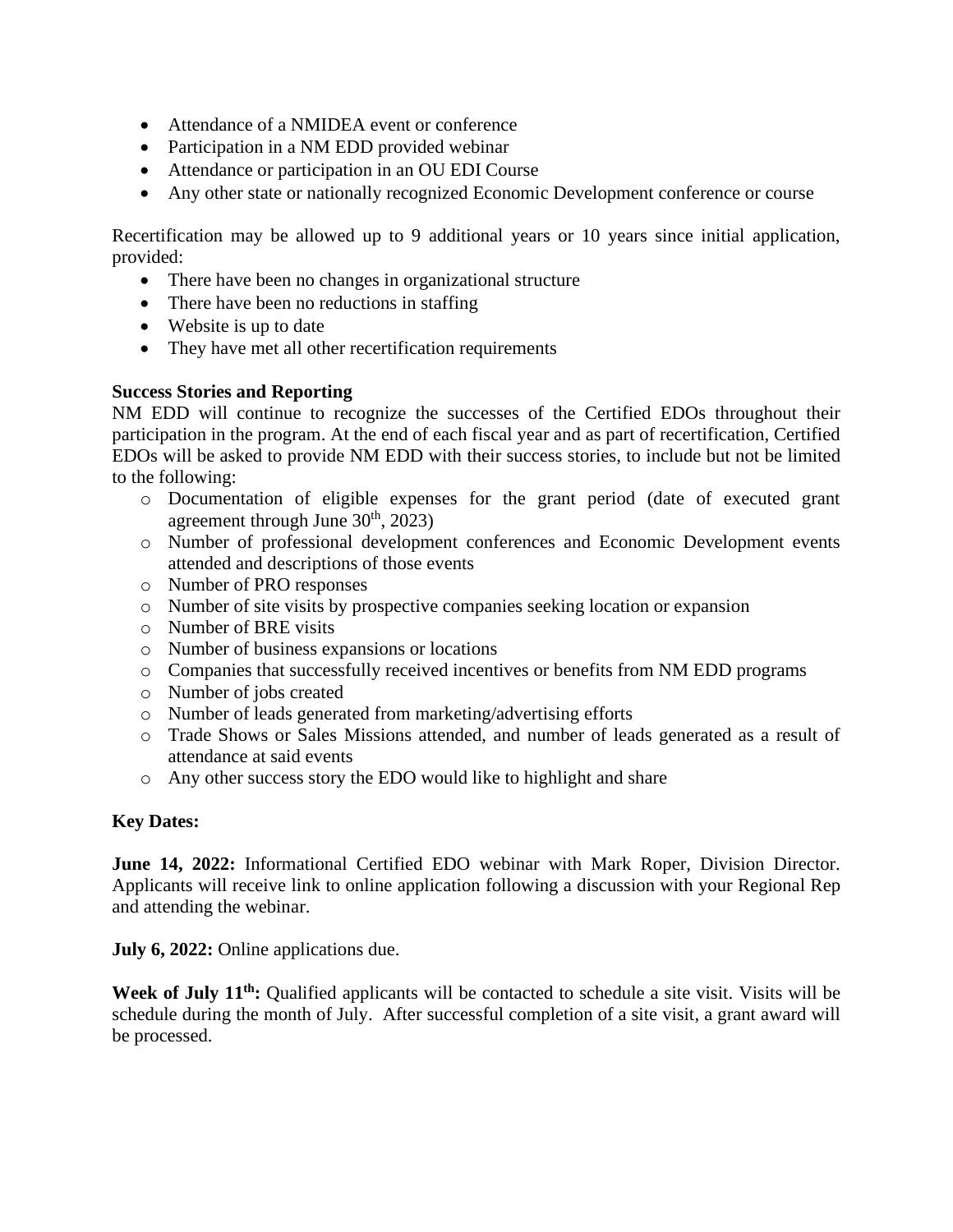- Attendance of a NMIDEA event or conference
- Participation in a NM EDD provided webinar
- Attendance or participation in an OU EDI Course
- Any other state or nationally recognized Economic Development conference or course

Recertification may be allowed up to 9 additional years or 10 years since initial application, provided:

- There have been no changes in organizational structure
- There have been no reductions in staffing
- Website is up to date
- They have met all other recertification requirements

**Success Stories and Reporting**

NM EDD will continue to recognize the successes of the Certified EDOs throughout their participation in the program. At the end of each fiscal year and as part of recertification, Certified EDOs will be asked to provide NM EDD with their success stories, to include but not be limited to the following:

- Documentation of eligible expenses for the grant period (date of executed grant agreement through June 30th, 2023)
- Number of professional development conferences and Economic Development events attended and descriptions of those events
- Number of PRO responses
- Number of site visits by prospective companies seeking location or expansion
- Number of BRE visits
- Number of business expansions or locations
- Companies that successfully received incentives or benefits from NM EDD programs
- Number of jobs created
- Number of leads generated from marketing/advertising efforts
- Trade Shows or Sales Missions attended, and number of leads generated as a result of attendance at said events
- Any other success story the EDO would like to highlight and share

**Key Dates:**

**June 14, 2022:** Informational Certified EDO webinar with Mark Roper, Division Director. Applicants will receive link to online application following a discussion with your Regional Rep and attending the webinar.

**July 6, 2022:** Online applications due.

**Week of July 11th:** Qualified applicants will be contacted to schedule a site visit. Visits will be schedule during the month of July. After successful completion of a site visit, a grant award will be processed.